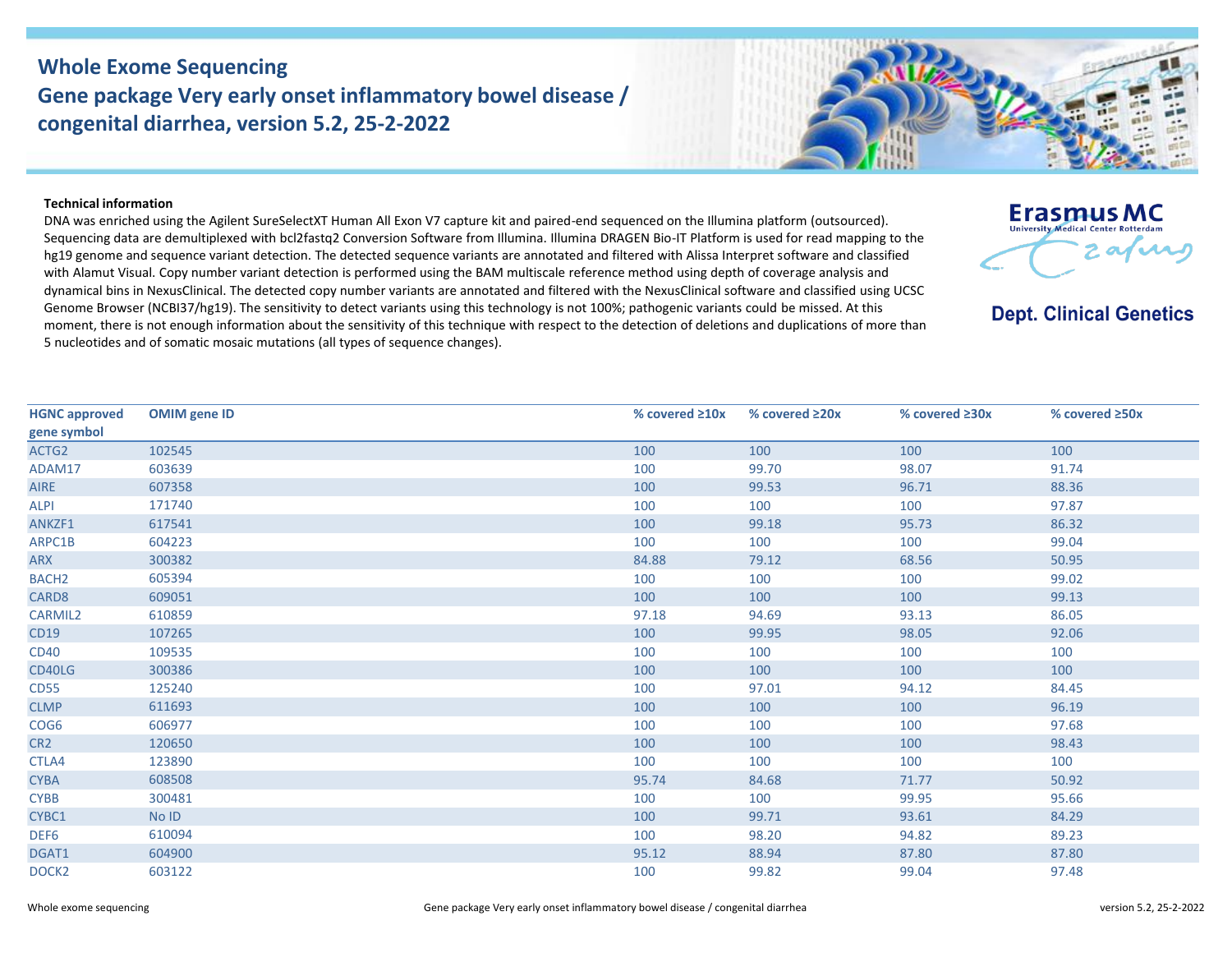# Whole Exome Sequencing

## Gene package Very early onset inflammatory bowel disease / congenital diarrhea, version 5.2, 25-2-2022

Erasmus MC
University Medical Center Rotterdam

**Dept. Clinical Genetics**

**Technical information**

DNA was enriched using the Agilent SureSelectXT Human All Exon V7 capture kit and paired-end sequenced on the Illumina platform (outsourced). Sequencing data are demultiplexed with bcl2fastq2 Conversion Software from Illumina. Illumina DRAGEN Bio-IT Platform is used for read mapping to the hg19 genome and sequence variant detection. The detected sequence variants are annotated and filtered with Alissa Interpret software and classified with Alamut Visual. Copy number variant detection is performed using the BAM multiscale reference method using depth of coverage analysis and dynamical bins in NexusClinical. The detected copy number variants are annotated and filtered with the NexusClinical software and classified using UCSC Genome Browser (NCBI37/hg19). The sensitivity to detect variants using this technology is not 100%; pathogenic variants could be missed. At this moment, there is not enough information about the sensitivity of this technique with respect to the detection of deletions and duplications of more than 5 nucleotides and of somatic mosaic mutations (all types of sequence changes).

| HGNC approved gene symbol | OMIM gene ID | % covered ≥10x | % covered ≥20x | % covered ≥30x | % covered ≥50x |
|---|---|---|---|---|---|
| ACTG2 | 102545 | 100 | 100 | 100 | 100 |
| ADAM17 | 603639 | 100 | 99.70 | 98.07 | 91.74 |
| AIRE | 607358 | 100 | 99.53 | 96.71 | 88.36 |
| ALPI | 171740 | 100 | 100 | 100 | 97.87 |
| ANKZF1 | 617541 | 100 | 99.18 | 95.73 | 86.32 |
| ARPC1B | 604223 | 100 | 100 | 100 | 99.04 |
| ARX | 300382 | 84.88 | 79.12 | 68.56 | 50.95 |
| BACH2 | 605394 | 100 | 100 | 100 | 99.02 |
| CARD8 | 609051 | 100 | 100 | 100 | 99.13 |
| CARMIL2 | 610859 | 97.18 | 94.69 | 93.13 | 86.05 |
| CD19 | 107265 | 100 | 99.95 | 98.05 | 92.06 |
| CD40 | 109535 | 100 | 100 | 100 | 100 |
| CD40LG | 300386 | 100 | 100 | 100 | 100 |
| CD55 | 125240 | 100 | 97.01 | 94.12 | 84.45 |
| CLMP | 611693 | 100 | 100 | 100 | 96.19 |
| COG6 | 606977 | 100 | 100 | 100 | 97.68 |
| CR2 | 120650 | 100 | 100 | 100 | 98.43 |
| CTLA4 | 123890 | 100 | 100 | 100 | 100 |
| CYBA | 608508 | 95.74 | 84.68 | 71.77 | 50.92 |
| CYBB | 300481 | 100 | 100 | 99.95 | 95.66 |
| CYBC1 | No ID | 100 | 99.71 | 93.61 | 84.29 |
| DEF6 | 610094 | 100 | 98.20 | 94.82 | 89.23 |
| DGAT1 | 604900 | 95.12 | 88.94 | 87.80 | 87.80 |
| DOCK2 | 603122 | 100 | 99.82 | 99.04 | 97.48 |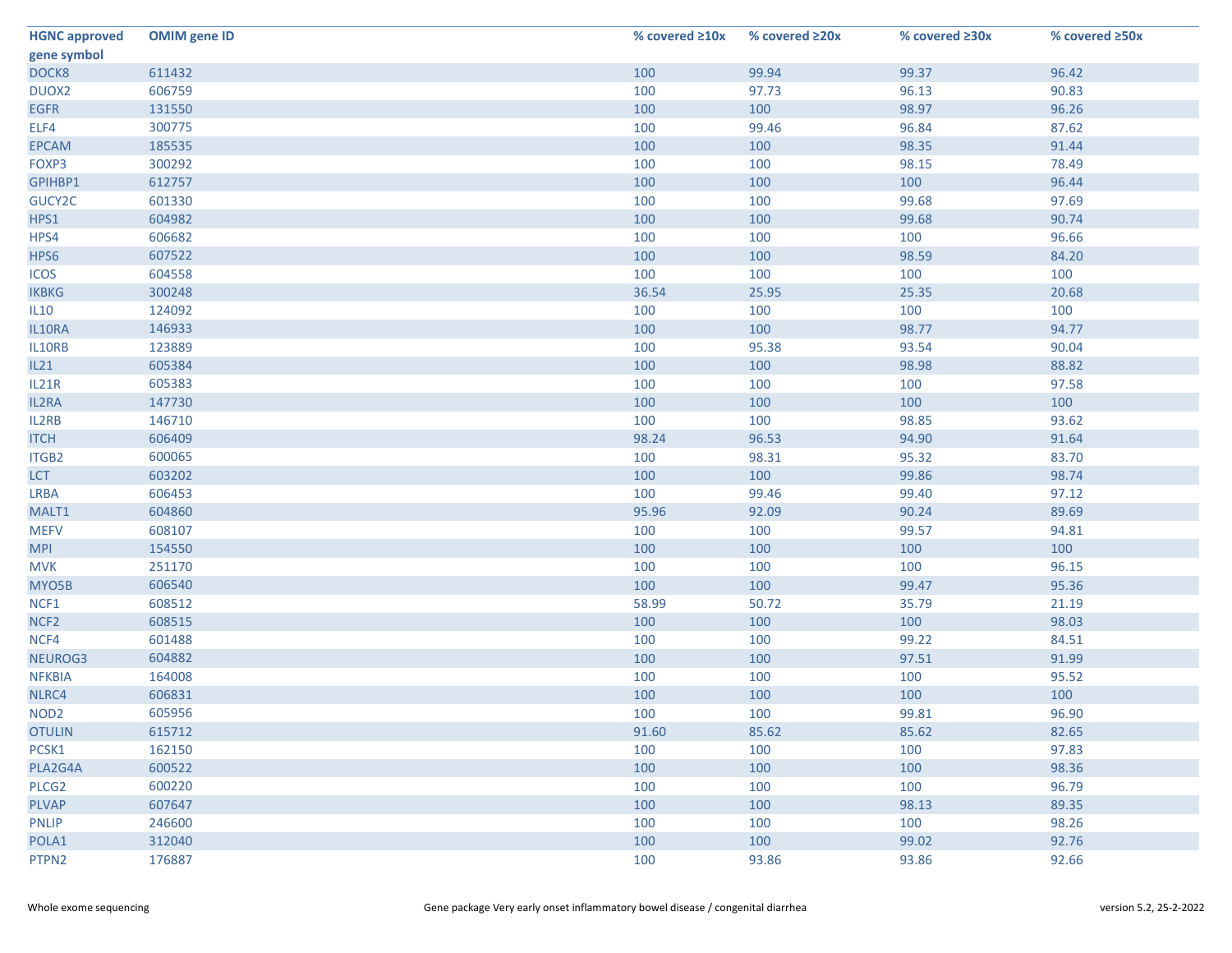| HGNC approved gene symbol | OMIM gene ID | % covered ≥10x | % covered ≥20x | % covered ≥30x | % covered ≥50x |
|---|---|---|---|---|---|
| DOCK8 | 611432 | 100 | 99.94 | 99.37 | 96.42 |
| DUOX2 | 606759 | 100 | 97.73 | 96.13 | 90.83 |
| EGFR | 131550 | 100 | 100 | 98.97 | 96.26 |
| ELF4 | 300775 | 100 | 99.46 | 96.84 | 87.62 |
| EPCAM | 185535 | 100 | 100 | 98.35 | 91.44 |
| FOXP3 | 300292 | 100 | 100 | 98.15 | 78.49 |
| GPIHBP1 | 612757 | 100 | 100 | 100 | 96.44 |
| GUCY2C | 601330 | 100 | 100 | 99.68 | 97.69 |
| HPS1 | 604982 | 100 | 100 | 99.68 | 90.74 |
| HPS4 | 606682 | 100 | 100 | 100 | 96.66 |
| HPS6 | 607522 | 100 | 100 | 98.59 | 84.20 |
| ICOS | 604558 | 100 | 100 | 100 | 100 |
| IKBKG | 300248 | 36.54 | 25.95 | 25.35 | 20.68 |
| IL10 | 124092 | 100 | 100 | 100 | 100 |
| IL10RA | 146933 | 100 | 100 | 98.77 | 94.77 |
| IL10RB | 123889 | 100 | 95.38 | 93.54 | 90.04 |
| IL21 | 605384 | 100 | 100 | 98.98 | 88.82 |
| IL21R | 605383 | 100 | 100 | 100 | 97.58 |
| IL2RA | 147730 | 100 | 100 | 100 | 100 |
| IL2RB | 146710 | 100 | 100 | 98.85 | 93.62 |
| ITCH | 606409 | 98.24 | 96.53 | 94.90 | 91.64 |
| ITGB2 | 600065 | 100 | 98.31 | 95.32 | 83.70 |
| LCT | 603202 | 100 | 100 | 99.86 | 98.74 |
| LRBA | 606453 | 100 | 99.46 | 99.40 | 97.12 |
| MALT1 | 604860 | 95.96 | 92.09 | 90.24 | 89.69 |
| MEFV | 608107 | 100 | 100 | 99.57 | 94.81 |
| MPI | 154550 | 100 | 100 | 100 | 100 |
| MVK | 251170 | 100 | 100 | 100 | 96.15 |
| MYO5B | 606540 | 100 | 100 | 99.47 | 95.36 |
| NCF1 | 608512 | 58.99 | 50.72 | 35.79 | 21.19 |
| NCF2 | 608515 | 100 | 100 | 100 | 98.03 |
| NCF4 | 601488 | 100 | 100 | 99.22 | 84.51 |
| NEUROG3 | 604882 | 100 | 100 | 97.51 | 91.99 |
| NFKBIA | 164008 | 100 | 100 | 100 | 95.52 |
| NLRC4 | 606831 | 100 | 100 | 100 | 100 |
| NOD2 | 605956 | 100 | 100 | 99.81 | 96.90 |
| OTULIN | 615712 | 91.60 | 85.62 | 85.62 | 82.65 |
| PCSK1 | 162150 | 100 | 100 | 100 | 97.83 |
| PLA2G4A | 600522 | 100 | 100 | 100 | 98.36 |
| PLCG2 | 600220 | 100 | 100 | 100 | 96.79 |
| PLVAP | 607647 | 100 | 100 | 98.13 | 89.35 |
| PNLIP | 246600 | 100 | 100 | 100 | 98.26 |
| POLA1 | 312040 | 100 | 100 | 99.02 | 92.76 |
| PTPN2 | 176887 | 100 | 93.86 | 93.86 | 92.66 |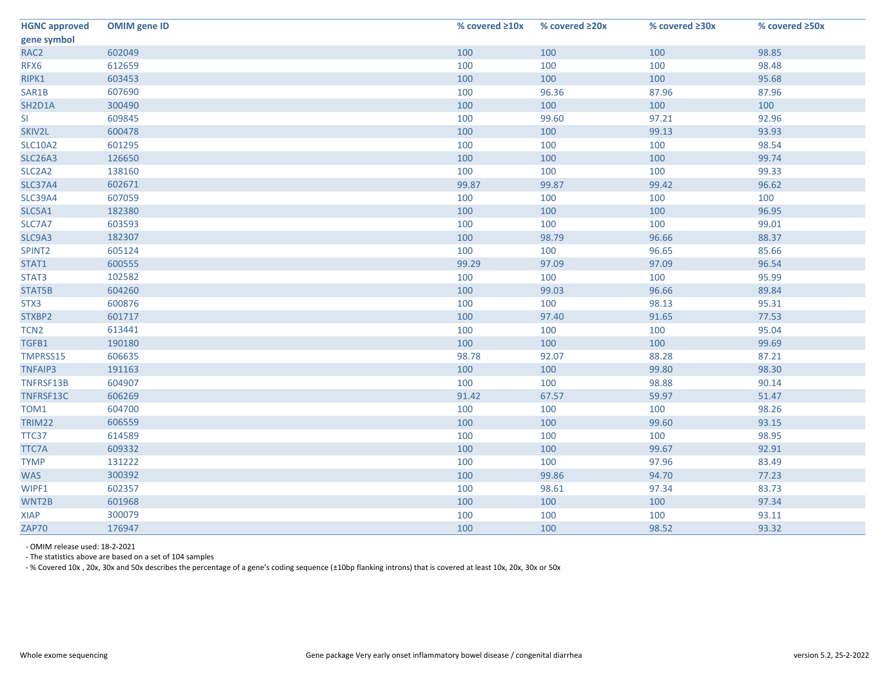| HGNC approved gene symbol | OMIM gene ID | % covered ≥10x | % covered ≥20x | % covered ≥30x | % covered ≥50x |
|---|---|---|---|---|---|
| RAC2 | 602049 | 100 | 100 | 100 | 98.85 |
| RFX6 | 612659 | 100 | 100 | 100 | 98.48 |
| RIPK1 | 603453 | 100 | 100 | 100 | 95.68 |
| SAR1B | 607690 | 100 | 96.36 | 87.96 | 87.96 |
| SH2D1A | 300490 | 100 | 100 | 100 | 100 |
| SI | 609845 | 100 | 99.60 | 97.21 | 92.96 |
| SKIV2L | 600478 | 100 | 100 | 99.13 | 93.93 |
| SLC10A2 | 601295 | 100 | 100 | 100 | 98.54 |
| SLC26A3 | 126650 | 100 | 100 | 100 | 99.74 |
| SLC2A2 | 138160 | 100 | 100 | 100 | 99.33 |
| SLC37A4 | 602671 | 99.87 | 99.87 | 99.42 | 96.62 |
| SLC39A4 | 607059 | 100 | 100 | 100 | 100 |
| SLC5A1 | 182380 | 100 | 100 | 100 | 96.95 |
| SLC7A7 | 603593 | 100 | 100 | 100 | 99.01 |
| SLC9A3 | 182307 | 100 | 98.79 | 96.66 | 88.37 |
| SPINT2 | 605124 | 100 | 100 | 96.65 | 85.66 |
| STAT1 | 600555 | 99.29 | 97.09 | 97.09 | 96.54 |
| STAT3 | 102582 | 100 | 100 | 100 | 95.99 |
| STAT5B | 604260 | 100 | 99.03 | 96.66 | 89.84 |
| STX3 | 600876 | 100 | 100 | 98.13 | 95.31 |
| STXBP2 | 601717 | 100 | 97.40 | 91.65 | 77.53 |
| TCN2 | 613441 | 100 | 100 | 100 | 95.04 |
| TGFB1 | 190180 | 100 | 100 | 100 | 99.69 |
| TMPRSS15 | 606635 | 98.78 | 92.07 | 88.28 | 87.21 |
| TNFAIP3 | 191163 | 100 | 100 | 99.80 | 98.30 |
| TNFRSF13B | 604907 | 100 | 100 | 98.88 | 90.14 |
| TNFRSF13C | 606269 | 91.42 | 67.57 | 59.97 | 51.47 |
| TOM1 | 604700 | 100 | 100 | 100 | 98.26 |
| TRIM22 | 606559 | 100 | 100 | 99.60 | 93.15 |
| TTC37 | 614589 | 100 | 100 | 100 | 98.95 |
| TTC7A | 609332 | 100 | 100 | 99.67 | 92.91 |
| TYMP | 131222 | 100 | 100 | 97.96 | 83.49 |
| WAS | 300392 | 100 | 99.86 | 94.70 | 77.23 |
| WIPF1 | 602357 | 100 | 98.61 | 97.34 | 83.73 |
| WNT2B | 601968 | 100 | 100 | 100 | 97.34 |
| XIAP | 300079 | 100 | 100 | 100 | 93.11 |
| ZAP70 | 176947 | 100 | 100 | 98.52 | 93.32 |

- OMIM release used: 18-2-2021
- The statistics above are based on a set of 104 samples
- % Covered 10x , 20x, 30x and 50x describes the percentage of a gene's coding sequence (±10bp flanking introns) that is covered at least 10x, 20x, 30x or 50x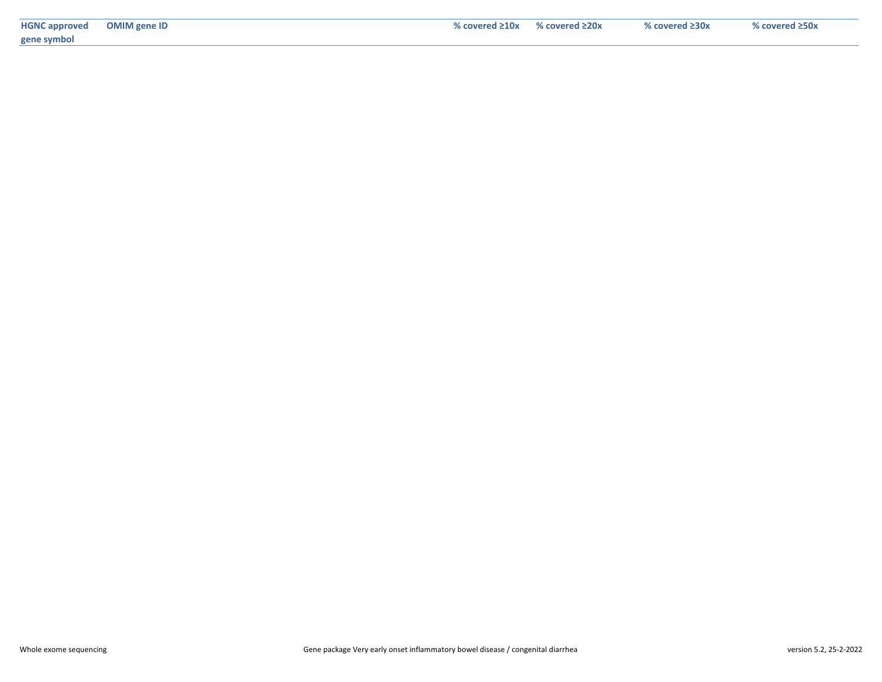| HGNC approved gene symbol | OMIM gene ID | % covered ≥10x | % covered ≥20x | % covered ≥30x | % covered ≥50x |
| --- | --- | --- | --- | --- | --- |